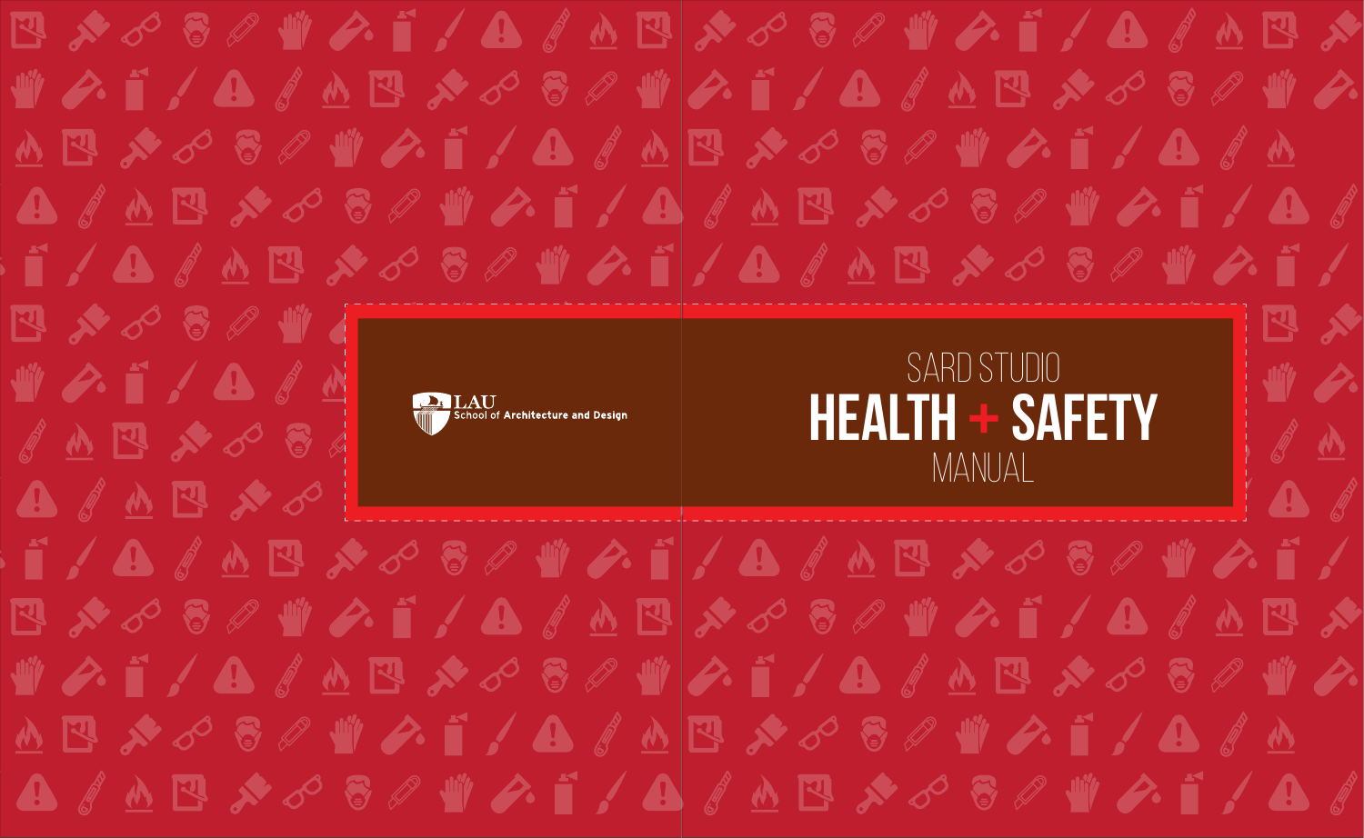LAU
School of Architecture and Design

# SARD STUDIO HEALTH + SAFETY MANUAL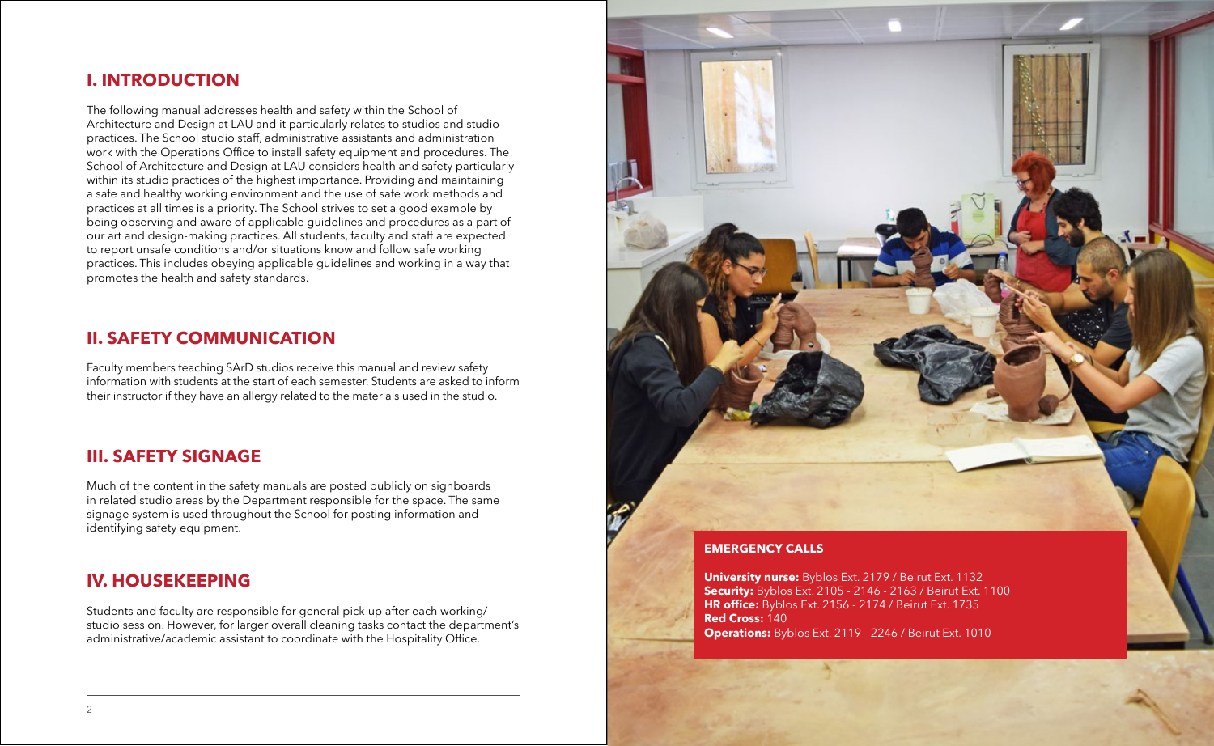## I. INTRODUCTION

The following manual addresses health and safety within the School of Architecture and Design at LAU and it particularly relates to studios and studio practices. The School studio staff, administrative assistants and administration work with the Operations Office to install safety equipment and procedures. The School of Architecture and Design at LAU considers health and safety particularly within its studio practices of the highest importance. Providing and maintaining a safe and healthy working environment and the use of safe work methods and practices at all times is a priority. The School strives to set a good example by being observing and aware of applicable guidelines and procedures as a part of our art and design-making practices. All students, faculty and staff are expected to report unsafe conditions and/or situations know and follow safe working practices. This includes obeying applicable guidelines and working in a way that promotes the health and safety standards.

## II. SAFETY COMMUNICATION

Faculty members teaching SArD studios receive this manual and review safety information with students at the start of each semester. Students are asked to inform their instructor if they have an allergy related to the materials used in the studio.

## III. SAFETY SIGNAGE

Much of the content in the safety manuals are posted publicly on signboards in related studio areas by the Department responsible for the space. The same signage system is used throughout the School for posting information and identifying safety equipment.

## IV. HOUSEKEEPING

Students and faculty are responsible for general pick-up after each working/studio session. However, for larger overall cleaning tasks contact the department's administrative/academic assistant to coordinate with the Hospitality Office.

### EMERGENCY CALLS

**University nurse:** Byblos Ext. 2179 / Beirut Ext. 1132
**Security:** Byblos Ext. 2105 - 2146 - 2163 / Beirut Ext. 1100
**HR office:** Byblos Ext. 2156 - 2174 / Beirut Ext. 1735
**Red Cross:** 140
**Operations:** Byblos Ext. 2119 - 2246 / Beirut Ext. 1010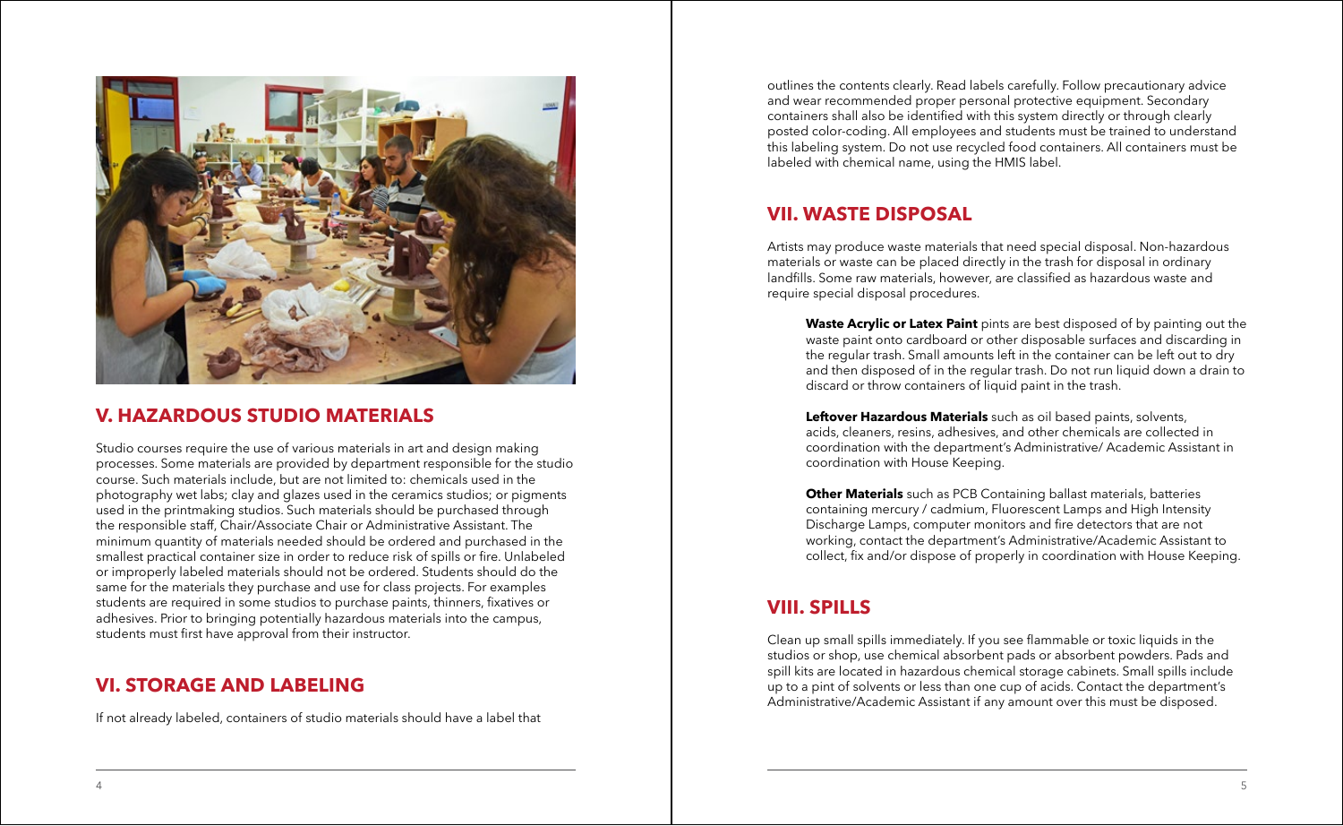## V. HAZARDOUS STUDIO MATERIALS

Studio courses require the use of various materials in art and design making processes. Some materials are provided by department responsible for the studio course. Such materials include, but are not limited to: chemicals used in the photography wet labs; clay and glazes used in the ceramics studios; or pigments used in the printmaking studios. Such materials should be purchased through the responsible staff, Chair/Associate Chair or Administrative Assistant. The minimum quantity of materials needed should be ordered and purchased in the smallest practical container size in order to reduce risk of spills or fire. Unlabeled or improperly labeled materials should not be ordered. Students should do the same for the materials they purchase and use for class projects. For examples students are required in some studios to purchase paints, thinners, fixatives or adhesives. Prior to bringing potentially hazardous materials into the campus, students must first have approval from their instructor.

## VI. STORAGE AND LABELING

If not already labeled, containers of studio materials should have a label that outlines the contents clearly. Read labels carefully. Follow precautionary advice and wear recommended proper personal protective equipment. Secondary containers shall also be identified with this system directly or through clearly posted color-coding. All employees and students must be trained to understand this labeling system. Do not use recycled food containers. All containers must be labeled with chemical name, using the HMIS label.

## VII. WASTE DISPOSAL

Artists may produce waste materials that need special disposal. Non-hazardous materials or waste can be placed directly in the trash for disposal in ordinary landfills. Some raw materials, however, are classified as hazardous waste and require special disposal procedures.

**Waste Acrylic or Latex Paint** pints are best disposed of by painting out the waste paint onto cardboard or other disposable surfaces and discarding in the regular trash. Small amounts left in the container can be left out to dry and then disposed of in the regular trash. Do not run liquid down a drain to discard or throw containers of liquid paint in the trash.

**Leftover Hazardous Materials** such as oil based paints, solvents, acids, cleaners, resins, adhesives, and other chemicals are collected in coordination with the department's Administrative/ Academic Assistant in coordination with House Keeping.

**Other Materials** such as PCB Containing ballast materials, batteries containing mercury / cadmium, Fluorescent Lamps and High Intensity Discharge Lamps, computer monitors and fire detectors that are not working, contact the department's Administrative/Academic Assistant to collect, fix and/or dispose of properly in coordination with House Keeping.

## VIII. SPILLS

Clean up small spills immediately. If you see flammable or toxic liquids in the studios or shop, use chemical absorbent pads or absorbent powders. Pads and spill kits are located in hazardous chemical storage cabinets. Small spills include up to a pint of solvents or less than one cup of acids. Contact the department's Administrative/Academic Assistant if any amount over this must be disposed.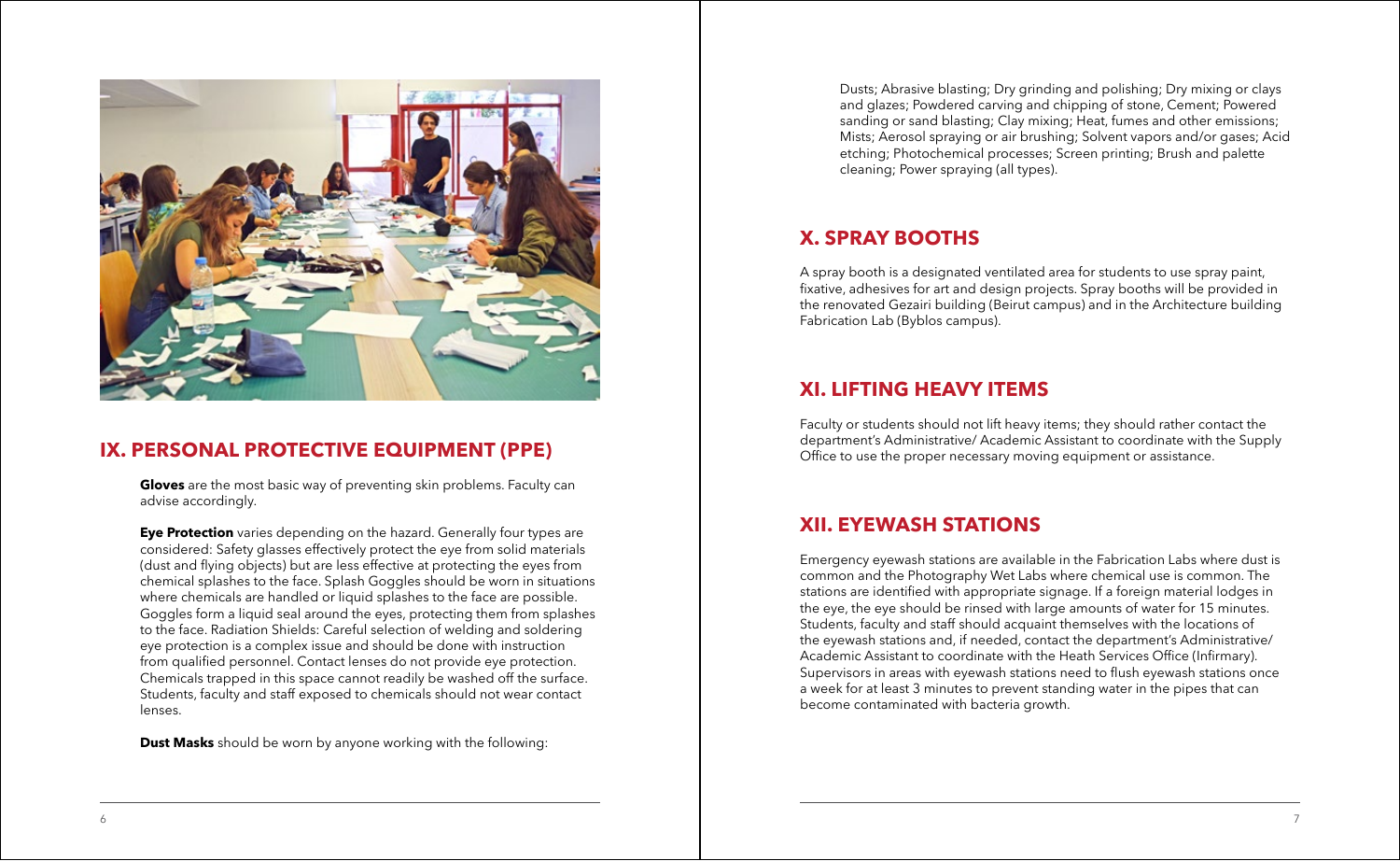## IX. PERSONAL PROTECTIVE EQUIPMENT (PPE)

**Gloves** are the most basic way of preventing skin problems. Faculty can advise accordingly.

**Eye Protection** varies depending on the hazard. Generally four types are considered: Safety glasses effectively protect the eye from solid materials (dust and flying objects) but are less effective at protecting the eyes from chemical splashes to the face. Splash Goggles should be worn in situations where chemicals are handled or liquid splashes to the face are possible. Goggles form a liquid seal around the eyes, protecting them from splashes to the face. Radiation Shields: Careful selection of welding and soldering eye protection is a complex issue and should be done with instruction from qualified personnel. Contact lenses do not provide eye protection. Chemicals trapped in this space cannot readily be washed off the surface. Students, faculty and staff exposed to chemicals should not wear contact lenses.

**Dust Masks** should be worn by anyone working with the following:

Dusts; Abrasive blasting; Dry grinding and polishing; Dry mixing or clays and glazes; Powdered carving and chipping of stone, Cement; Powered sanding or sand blasting; Clay mixing; Heat, fumes and other emissions; Mists; Aerosol spraying or air brushing; Solvent vapors and/or gases; Acid etching; Photochemical processes; Screen printing; Brush and palette cleaning; Power spraying (all types).

## X. SPRAY BOOTHS

A spray booth is a designated ventilated area for students to use spray paint, fixative, adhesives for art and design projects. Spray booths will be provided in the renovated Gezairi building (Beirut campus) and in the Architecture building Fabrication Lab (Byblos campus).

## XI. LIFTING HEAVY ITEMS

Faculty or students should not lift heavy items; they should rather contact the department's Administrative/ Academic Assistant to coordinate with the Supply Office to use the proper necessary moving equipment or assistance.

## XII. EYEWASH STATIONS

Emergency eyewash stations are available in the Fabrication Labs where dust is common and the Photography Wet Labs where chemical use is common. The stations are identified with appropriate signage. If a foreign material lodges in the eye, the eye should be rinsed with large amounts of water for 15 minutes. Students, faculty and staff should acquaint themselves with the locations of the eyewash stations and, if needed, contact the department's Administrative/ Academic Assistant to coordinate with the Heath Services Office (Infirmary). Supervisors in areas with eyewash stations need to flush eyewash stations once a week for at least 3 minutes to prevent standing water in the pipes that can become contaminated with bacteria growth.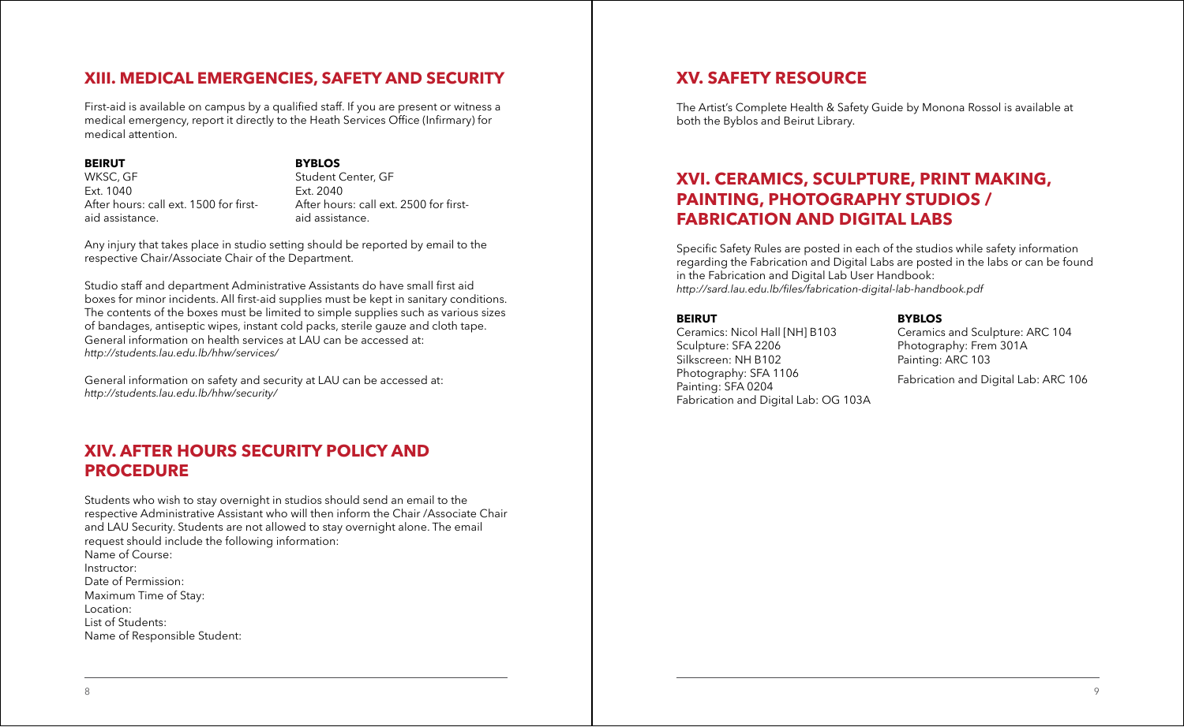## XIII. MEDICAL EMERGENCIES, SAFETY AND SECURITY

First-aid is available on campus by a qualified staff. If you are present or witness a medical emergency, report it directly to the Heath Services Office (Infirmary) for medical attention.

**BEIRUT**
WKSC, GF
Ext. 1040
After hours: call ext. 1500 for first-aid assistance.

**BYBLOS**
Student Center, GF
Ext. 2040
After hours: call ext. 2500 for first-aid assistance.

Any injury that takes place in studio setting should be reported by email to the respective Chair/Associate Chair of the Department.

Studio staff and department Administrative Assistants do have small first aid boxes for minor incidents. All first-aid supplies must be kept in sanitary conditions. The contents of the boxes must be limited to simple supplies such as various sizes of bandages, antiseptic wipes, instant cold packs, sterile gauze and cloth tape. General information on health services at LAU can be accessed at:
*http://students.lau.edu.lb/hhw/services/*

General information on safety and security at LAU can be accessed at:
*http://students.lau.edu.lb/hhw/security/*

## XIV. AFTER HOURS SECURITY POLICY AND PROCEDURE

Students who wish to stay overnight in studios should send an email to the respective Administrative Assistant who will then inform the Chair /Associate Chair and LAU Security. Students are not allowed to stay overnight alone. The email request should include the following information:
Name of Course:
Instructor:
Date of Permission:
Maximum Time of Stay:
Location:
List of Students:
Name of Responsible Student:

## XV. SAFETY RESOURCE

The Artist's Complete Health & Safety Guide by Monona Rossol is available at both the Byblos and Beirut Library.

## XVI. CERAMICS, SCULPTURE, PRINT MAKING, PAINTING, PHOTOGRAPHY STUDIOS / FABRICATION AND DIGITAL LABS

Specific Safety Rules are posted in each of the studios while safety information regarding the Fabrication and Digital Labs are posted in the labs or can be found in the Fabrication and Digital Lab User Handbook:
*http://sard.lau.edu.lb/files/fabrication-digital-lab-handbook.pdf*

**BEIRUT**
Ceramics: Nicol Hall [NH] B103
Sculpture: SFA 2206
Silkscreen: NH B102
Photography: SFA 1106
Painting: SFA 0204
Fabrication and Digital Lab: OG 103A

**BYBLOS**
Ceramics and Sculpture: ARC 104
Photography: Frem 301A
Painting: ARC 103

Fabrication and Digital Lab: ARC 106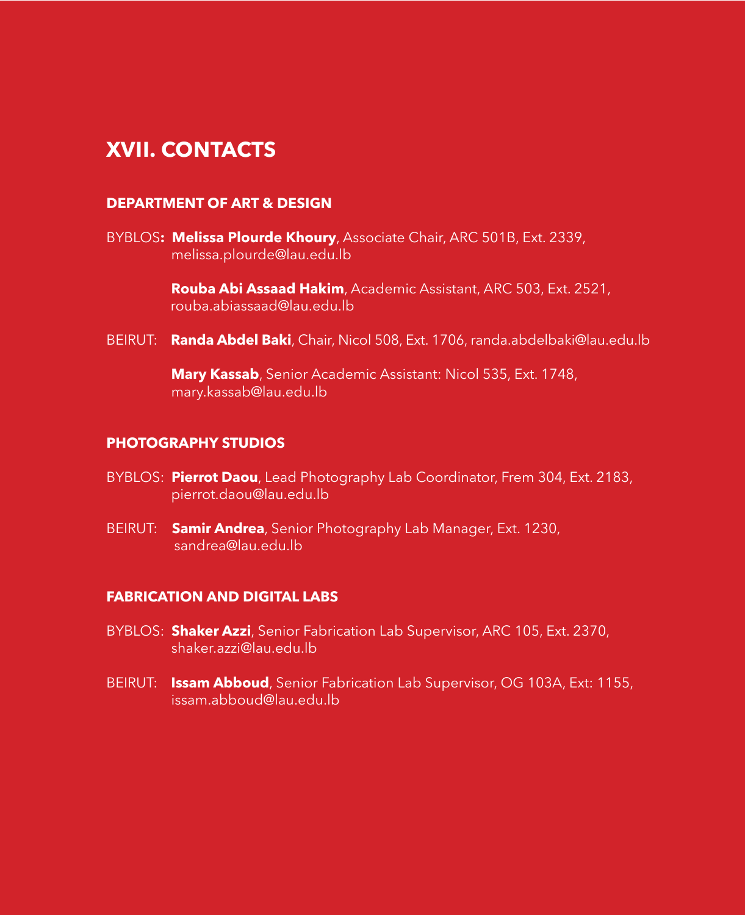## XVII. CONTACTS

### DEPARTMENT OF ART & DESIGN

BYBLOS**:** **Melissa Plourde Khoury**, Associate Chair, ARC 501B, Ext. 2339, melissa.plourde@lau.edu.lb

**Rouba Abi Assaad Hakim**, Academic Assistant, ARC 503, Ext. 2521, rouba.abiassaad@lau.edu.lb

BEIRUT: **Randa Abdel Baki**, Chair, Nicol 508, Ext. 1706, randa.abdelbaki@lau.edu.lb

**Mary Kassab**, Senior Academic Assistant: Nicol 535, Ext. 1748, mary.kassab@lau.edu.lb

### PHOTOGRAPHY STUDIOS

BYBLOS: **Pierrot Daou**, Lead Photography Lab Coordinator, Frem 304, Ext. 2183, pierrot.daou@lau.edu.lb

BEIRUT: **Samir Andrea**, Senior Photography Lab Manager, Ext. 1230, sandrea@lau.edu.lb

### FABRICATION AND DIGITAL LABS

BYBLOS: **Shaker Azzi**, Senior Fabrication Lab Supervisor, ARC 105, Ext. 2370, shaker.azzi@lau.edu.lb

BEIRUT: **Issam Abboud**, Senior Fabrication Lab Supervisor, OG 103A, Ext: 1155, issam.abboud@lau.edu.lb